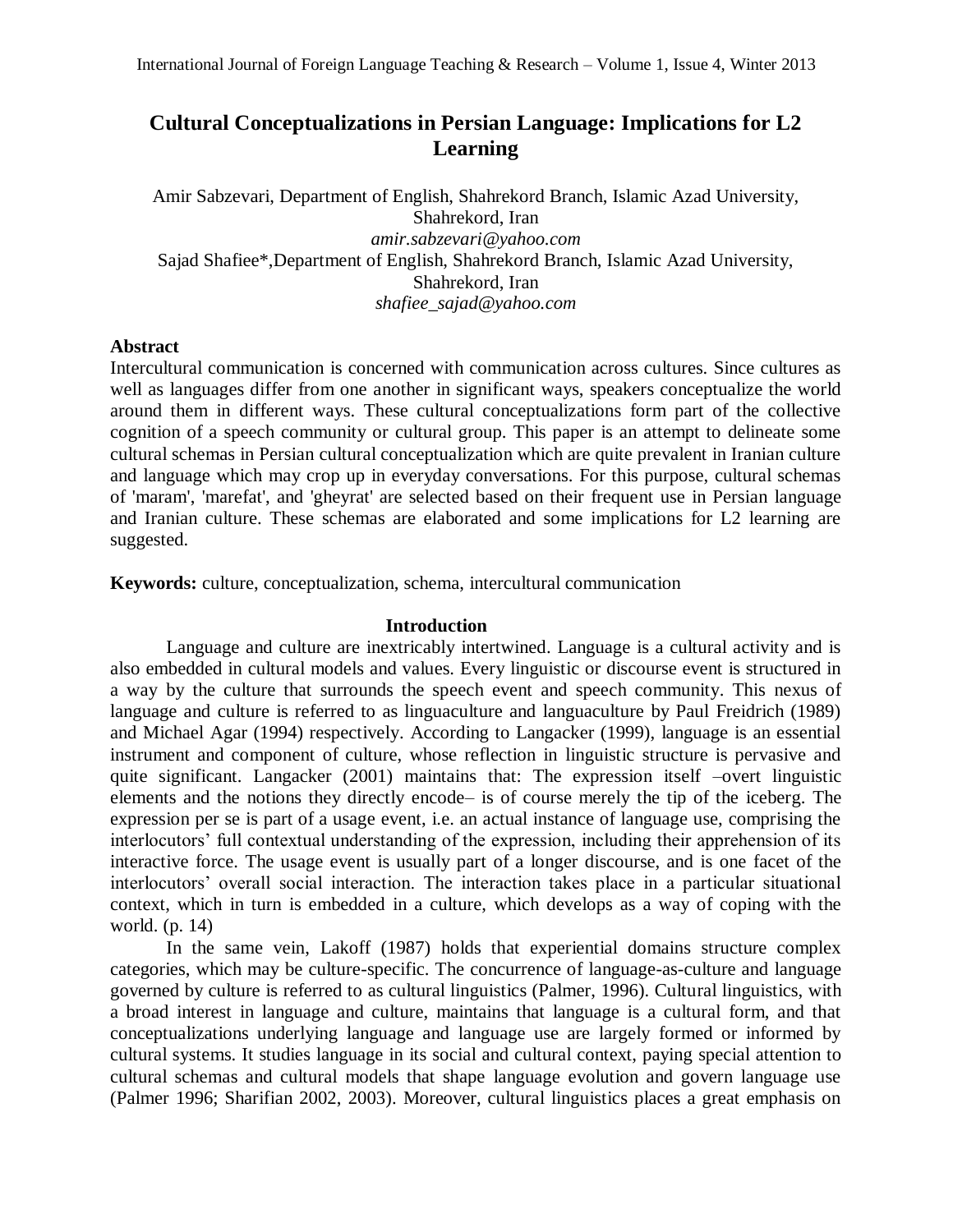# Cultural Conceptualizations in Persian Language: Implications for L2 Learning

Amir Sabzevari, Department of English, Shahrekord Branch, Islamic Azad University, Shahrekord, Iran
*amir.sabzevari@yahoo.com*
Sajad Shafiee*, Department of English, Shahrekord Branch, Islamic Azad University, Shahrekord, Iran
*shafiee_sajad@yahoo.com*

## Abstract

Intercultural communication is concerned with communication across cultures. Since cultures as well as languages differ from one another in significant ways, speakers conceptualize the world around them in different ways. These cultural conceptualizations form part of the collective cognition of a speech community or cultural group. This paper is an attempt to delineate some cultural schemas in Persian cultural conceptualization which are quite prevalent in Iranian culture and language which may crop up in everyday conversations. For this purpose, cultural schemas of 'maram', 'marefat', and 'gheyrat' are selected based on their frequent use in Persian language and Iranian culture. These schemas are elaborated and some implications for L2 learning are suggested.

**Keywords:** culture, conceptualization, schema, intercultural communication

## Introduction

Language and culture are inextricably intertwined. Language is a cultural activity and is also embedded in cultural models and values. Every linguistic or discourse event is structured in a way by the culture that surrounds the speech event and speech community. This nexus of language and culture is referred to as linguaculture and languaculture by Paul Freidrich (1989) and Michael Agar (1994) respectively. According to Langacker (1999), language is an essential instrument and component of culture, whose reflection in linguistic structure is pervasive and quite significant. Langacker (2001) maintains that: The expression itself –overt linguistic elements and the notions they directly encode– is of course merely the tip of the iceberg. The expression per se is part of a usage event, i.e. an actual instance of language use, comprising the interlocutors' full contextual understanding of the expression, including their apprehension of its interactive force. The usage event is usually part of a longer discourse, and is one facet of the interlocutors' overall social interaction. The interaction takes place in a particular situational context, which in turn is embedded in a culture, which develops as a way of coping with the world. (p. 14)

In the same vein, Lakoff (1987) holds that experiential domains structure complex categories, which may be culture-specific. The concurrence of language-as-culture and language governed by culture is referred to as cultural linguistics (Palmer, 1996). Cultural linguistics, with a broad interest in language and culture, maintains that language is a cultural form, and that conceptualizations underlying language and language use are largely formed or informed by cultural systems. It studies language in its social and cultural context, paying special attention to cultural schemas and cultural models that shape language evolution and govern language use (Palmer 1996; Sharifian 2002, 2003). Moreover, cultural linguistics places a great emphasis on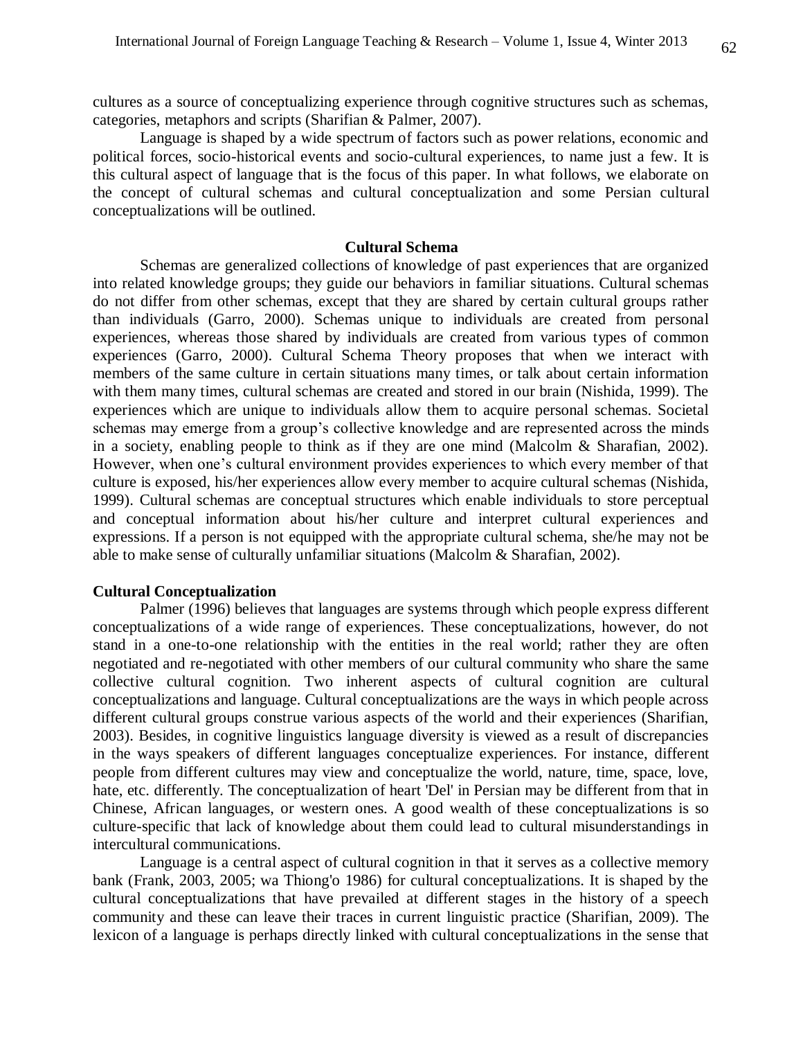cultures as a source of conceptualizing experience through cognitive structures such as schemas, categories, metaphors and scripts (Sharifian & Palmer, 2007).

Language is shaped by a wide spectrum of factors such as power relations, economic and political forces, socio-historical events and socio-cultural experiences, to name just a few. It is this cultural aspect of language that is the focus of this paper. In what follows, we elaborate on the concept of cultural schemas and cultural conceptualization and some Persian cultural conceptualizations will be outlined.

## Cultural Schema

Schemas are generalized collections of knowledge of past experiences that are organized into related knowledge groups; they guide our behaviors in familiar situations. Cultural schemas do not differ from other schemas, except that they are shared by certain cultural groups rather than individuals (Garro, 2000). Schemas unique to individuals are created from personal experiences, whereas those shared by individuals are created from various types of common experiences (Garro, 2000). Cultural Schema Theory proposes that when we interact with members of the same culture in certain situations many times, or talk about certain information with them many times, cultural schemas are created and stored in our brain (Nishida, 1999). The experiences which are unique to individuals allow them to acquire personal schemas. Societal schemas may emerge from a group's collective knowledge and are represented across the minds in a society, enabling people to think as if they are one mind (Malcolm & Sharafian, 2002). However, when one's cultural environment provides experiences to which every member of that culture is exposed, his/her experiences allow every member to acquire cultural schemas (Nishida, 1999). Cultural schemas are conceptual structures which enable individuals to store perceptual and conceptual information about his/her culture and interpret cultural experiences and expressions. If a person is not equipped with the appropriate cultural schema, she/he may not be able to make sense of culturally unfamiliar situations (Malcolm & Sharafian, 2002).

## Cultural Conceptualization

Palmer (1996) believes that languages are systems through which people express different conceptualizations of a wide range of experiences. These conceptualizations, however, do not stand in a one-to-one relationship with the entities in the real world; rather they are often negotiated and re-negotiated with other members of our cultural community who share the same collective cultural cognition. Two inherent aspects of cultural cognition are cultural conceptualizations and language. Cultural conceptualizations are the ways in which people across different cultural groups construe various aspects of the world and their experiences (Sharifian, 2003). Besides, in cognitive linguistics language diversity is viewed as a result of discrepancies in the ways speakers of different languages conceptualize experiences. For instance, different people from different cultures may view and conceptualize the world, nature, time, space, love, hate, etc. differently. The conceptualization of heart 'Del' in Persian may be different from that in Chinese, African languages, or western ones. A good wealth of these conceptualizations is so culture-specific that lack of knowledge about them could lead to cultural misunderstandings in intercultural communications.

Language is a central aspect of cultural cognition in that it serves as a collective memory bank (Frank, 2003, 2005; wa Thiong'o 1986) for cultural conceptualizations. It is shaped by the cultural conceptualizations that have prevailed at different stages in the history of a speech community and these can leave their traces in current linguistic practice (Sharifian, 2009). The lexicon of a language is perhaps directly linked with cultural conceptualizations in the sense that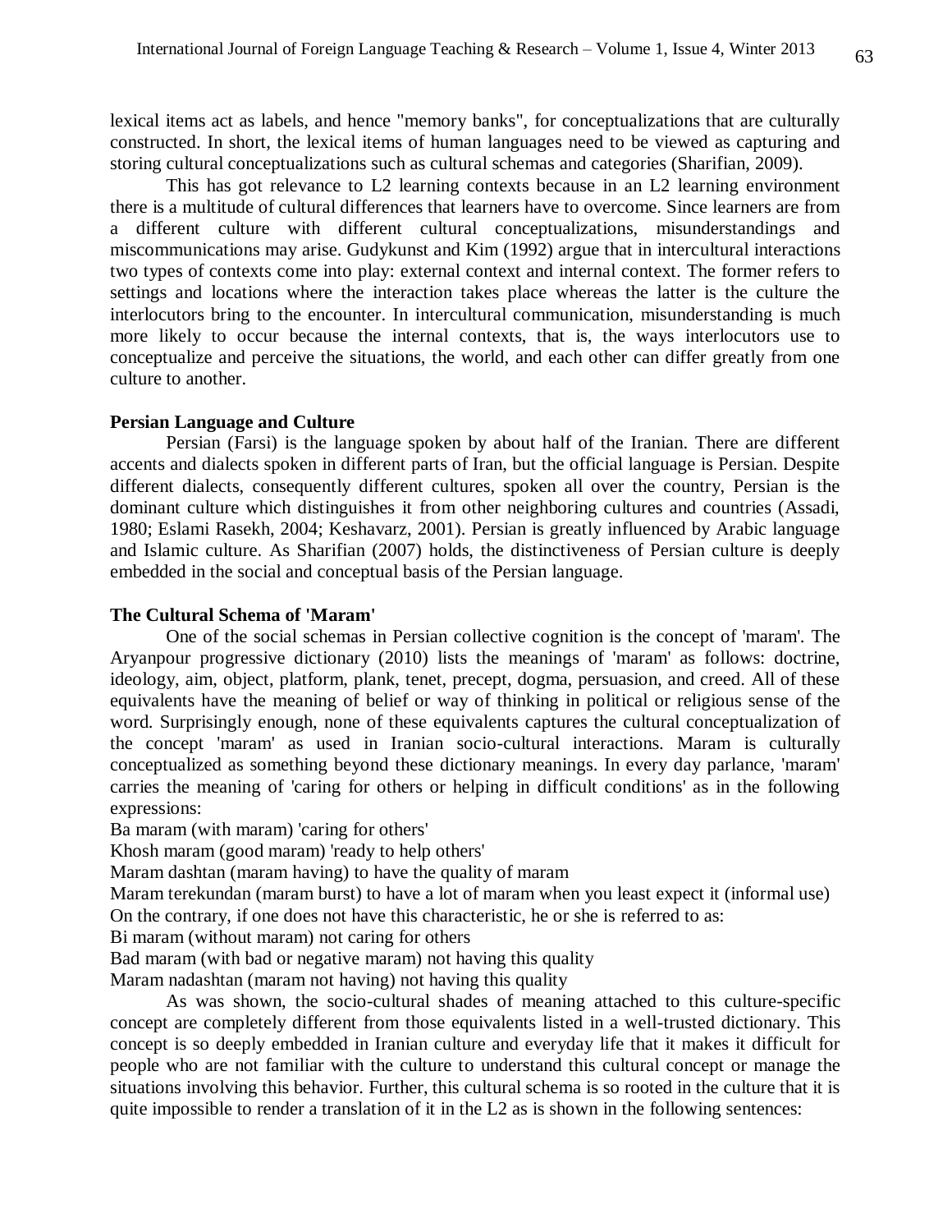lexical items act as labels, and hence "memory banks", for conceptualizations that are culturally constructed. In short, the lexical items of human languages need to be viewed as capturing and storing cultural conceptualizations such as cultural schemas and categories (Sharifian, 2009).

This has got relevance to L2 learning contexts because in an L2 learning environment there is a multitude of cultural differences that learners have to overcome. Since learners are from a different culture with different cultural conceptualizations, misunderstandings and miscommunications may arise. Gudykunst and Kim (1992) argue that in intercultural interactions two types of contexts come into play: external context and internal context. The former refers to settings and locations where the interaction takes place whereas the latter is the culture the interlocutors bring to the encounter. In intercultural communication, misunderstanding is much more likely to occur because the internal contexts, that is, the ways interlocutors use to conceptualize and perceive the situations, the world, and each other can differ greatly from one culture to another.

**Persian Language and Culture**

Persian (Farsi) is the language spoken by about half of the Iranian. There are different accents and dialects spoken in different parts of Iran, but the official language is Persian. Despite different dialects, consequently different cultures, spoken all over the country, Persian is the dominant culture which distinguishes it from other neighboring cultures and countries (Assadi, 1980; Eslami Rasekh, 2004; Keshavarz, 2001). Persian is greatly influenced by Arabic language and Islamic culture. As Sharifian (2007) holds, the distinctiveness of Persian culture is deeply embedded in the social and conceptual basis of the Persian language.

**The Cultural Schema of 'Maram'**

One of the social schemas in Persian collective cognition is the concept of 'maram'. The Aryanpour progressive dictionary (2010) lists the meanings of 'maram' as follows: doctrine, ideology, aim, object, platform, plank, tenet, precept, dogma, persuasion, and creed. All of these equivalents have the meaning of belief or way of thinking in political or religious sense of the word. Surprisingly enough, none of these equivalents captures the cultural conceptualization of the concept 'maram' as used in Iranian socio-cultural interactions. Maram is culturally conceptualized as something beyond these dictionary meanings. In every day parlance, 'maram' carries the meaning of 'caring for others or helping in difficult conditions' as in the following expressions:

Ba maram (with maram) 'caring for others'
Khosh maram (good maram) 'ready to help others'
Maram dashtan (maram having) to have the quality of maram
Maram terekundan (maram burst) to have a lot of maram when you least expect it (informal use)
On the contrary, if one does not have this characteristic, he or she is referred to as:
Bi maram (without maram) not caring for others
Bad maram (with bad or negative maram) not having this quality
Maram nadashtan (maram not having) not having this quality

As was shown, the socio-cultural shades of meaning attached to this culture-specific concept are completely different from those equivalents listed in a well-trusted dictionary. This concept is so deeply embedded in Iranian culture and everyday life that it makes it difficult for people who are not familiar with the culture to understand this cultural concept or manage the situations involving this behavior. Further, this cultural schema is so rooted in the culture that it is quite impossible to render a translation of it in the L2 as is shown in the following sentences: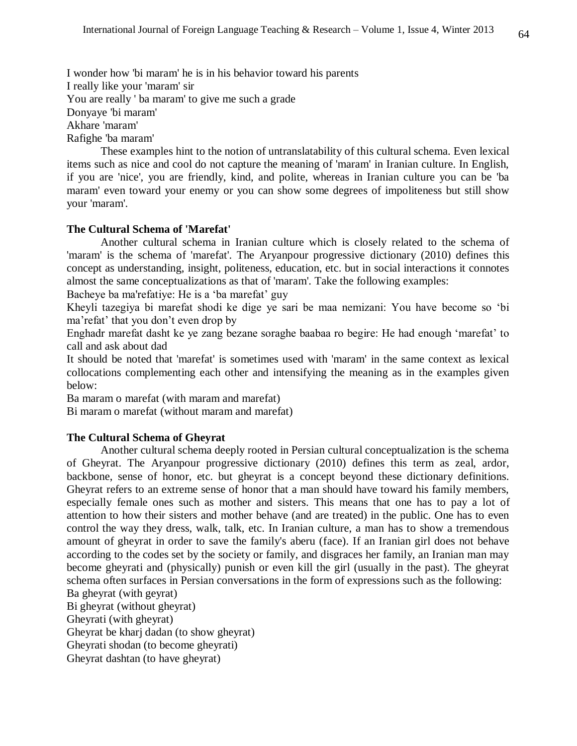I wonder how 'bi maram' he is in his behavior toward his parents

I really like your 'maram' sir

You are really ' ba maram' to give me such a grade

Donyaye 'bi maram'

Akhare 'maram'

Rafighe 'ba maram'

These examples hint to the notion of untranslatability of this cultural schema. Even lexical items such as nice and cool do not capture the meaning of 'maram' in Iranian culture. In English, if you are 'nice', you are friendly, kind, and polite, whereas in Iranian culture you can be 'ba maram' even toward your enemy or you can show some degrees of impoliteness but still show your 'maram'.

**The Cultural Schema of 'Marefat'**

Another cultural schema in Iranian culture which is closely related to the schema of 'maram' is the schema of 'marefat'. The Aryanpour progressive dictionary (2010) defines this concept as understanding, insight, politeness, education, etc. but in social interactions it connotes almost the same conceptualizations as that of 'maram'. Take the following examples:

Bacheye ba ma'refatiye: He is a 'ba marefat' guy

Kheyli tazegiya bi marefat shodi ke dige ye sari be maa nemizani: You have become so 'bi ma'refat' that you don't even drop by

Enghadr marefat dasht ke ye zang bezane soraghe baabaa ro begire: He had enough 'marefat' to call and ask about dad

It should be noted that 'marefat' is sometimes used with 'maram' in the same context as lexical collocations complementing each other and intensifying the meaning as in the examples given below:

Ba maram o marefat (with maram and marefat)

Bi maram o marefat (without maram and marefat)

**The Cultural Schema of Gheyrat**

Another cultural schema deeply rooted in Persian cultural conceptualization is the schema of Gheyrat. The Aryanpour progressive dictionary (2010) defines this term as zeal, ardor, backbone, sense of honor, etc. but gheyrat is a concept beyond these dictionary definitions. Gheyrat refers to an extreme sense of honor that a man should have toward his family members, especially female ones such as mother and sisters. This means that one has to pay a lot of attention to how their sisters and mother behave (and are treated) in the public. One has to even control the way they dress, walk, talk, etc. In Iranian culture, a man has to show a tremendous amount of gheyrat in order to save the family's aberu (face). If an Iranian girl does not behave according to the codes set by the society or family, and disgraces her family, an Iranian man may become gheyrati and (physically) punish or even kill the girl (usually in the past). The gheyrat schema often surfaces in Persian conversations in the form of expressions such as the following:

Ba gheyrat (with geyrat)

Bi gheyrat (without gheyrat)

Gheyrati (with gheyrat)

Gheyrat be kharj dadan (to show gheyrat)

Gheyrati shodan (to become gheyrati)

Gheyrat dashtan (to have gheyrat)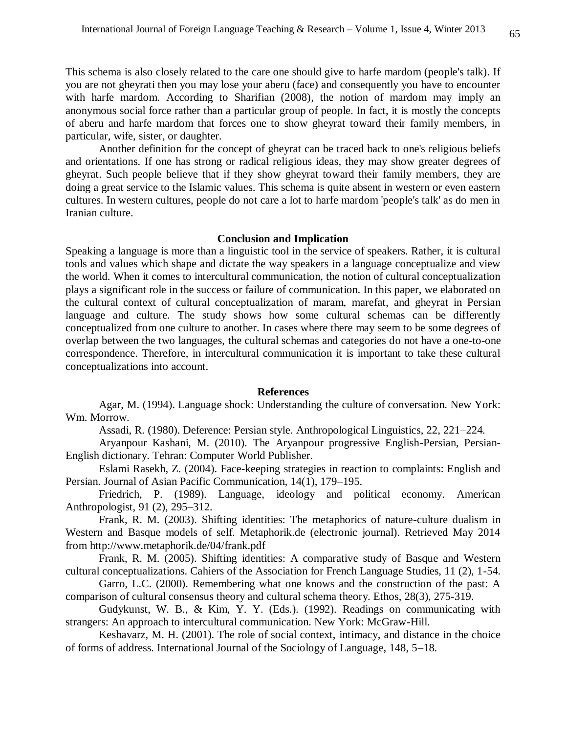This schema is also closely related to the care one should give to harfe mardom (people's talk). If you are not gheyrati then you may lose your aberu (face) and consequently you have to encounter with harfe mardom. According to Sharifian (2008), the notion of mardom may imply an anonymous social force rather than a particular group of people. In fact, it is mostly the concepts of aberu and harfe mardom that forces one to show gheyrat toward their family members, in particular, wife, sister, or daughter.

Another definition for the concept of gheyrat can be traced back to one's religious beliefs and orientations. If one has strong or radical religious ideas, they may show greater degrees of gheyrat. Such people believe that if they show gheyrat toward their family members, they are doing a great service to the Islamic values. This schema is quite absent in western or even eastern cultures. In western cultures, people do not care a lot to harfe mardom 'people's talk' as do men in Iranian culture.

## Conclusion and Implication

Speaking a language is more than a linguistic tool in the service of speakers. Rather, it is cultural tools and values which shape and dictate the way speakers in a language conceptualize and view the world. When it comes to intercultural communication, the notion of cultural conceptualization plays a significant role in the success or failure of communication. In this paper, we elaborated on the cultural context of cultural conceptualization of maram, marefat, and gheyrat in Persian language and culture. The study shows how some cultural schemas can be differently conceptualized from one culture to another. In cases where there may seem to be some degrees of overlap between the two languages, the cultural schemas and categories do not have a one-to-one correspondence. Therefore, in intercultural communication it is important to take these cultural conceptualizations into account.

## References

Agar, M. (1994). Language shock: Understanding the culture of conversation. New York: Wm. Morrow.

Assadi, R. (1980). Deference: Persian style. Anthropological Linguistics, 22, 221–224.

Aryanpour Kashani, M. (2010). The Aryanpour progressive English-Persian, Persian-English dictionary. Tehran: Computer World Publisher.

Eslami Rasekh, Z. (2004). Face-keeping strategies in reaction to complaints: English and Persian. Journal of Asian Pacific Communication, 14(1), 179–195.

Friedrich, P. (1989). Language, ideology and political economy. American Anthropologist, 91 (2), 295–312.

Frank, R. M. (2003). Shifting identities: The metaphorics of nature-culture dualism in Western and Basque models of self. Metaphorik.de (electronic journal). Retrieved May 2014 from http://www.metaphorik.de/04/frank.pdf

Frank, R. M. (2005). Shifting identities: A comparative study of Basque and Western cultural conceptualizations. Cahiers of the Association for French Language Studies, 11 (2), 1-54.

Garro, L.C. (2000). Remembering what one knows and the construction of the past: A comparison of cultural consensus theory and cultural schema theory. Ethos, 28(3), 275-319.

Gudykunst, W. B., & Kim, Y. Y. (Eds.). (1992). Readings on communicating with strangers: An approach to intercultural communication. New York: McGraw-Hill.

Keshavarz, M. H. (2001). The role of social context, intimacy, and distance in the choice of forms of address. International Journal of the Sociology of Language, 148, 5–18.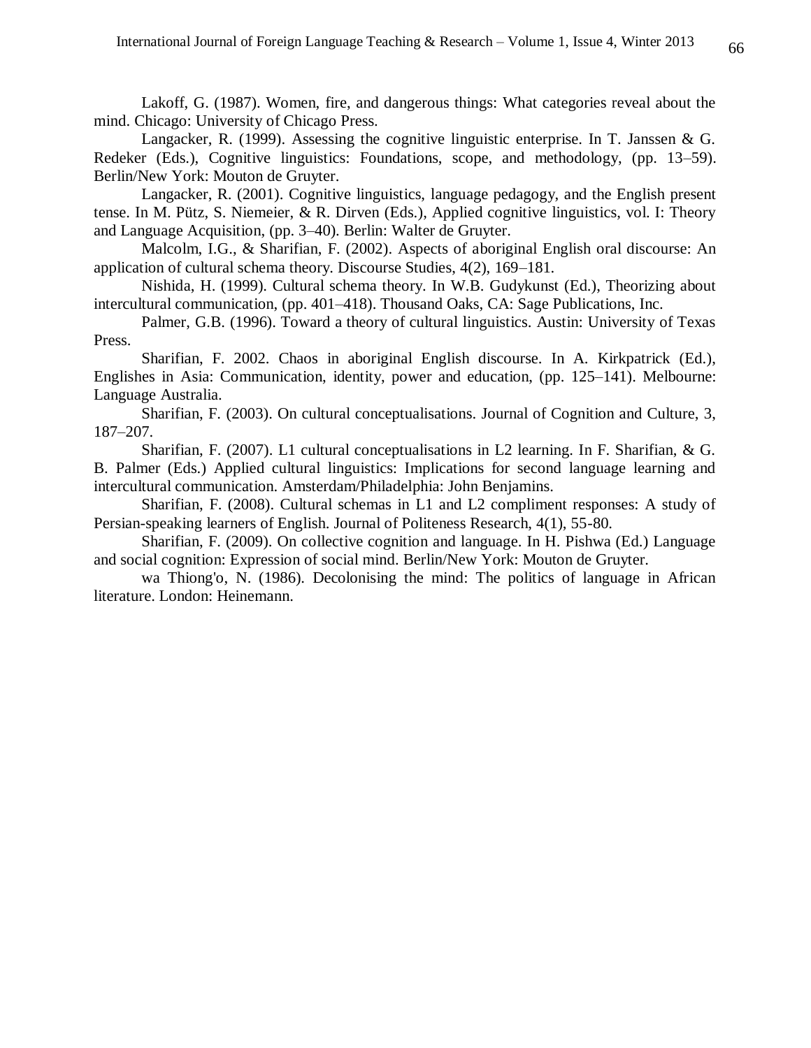Lakoff, G. (1987). Women, fire, and dangerous things: What categories reveal about the mind. Chicago: University of Chicago Press.

Langacker, R. (1999). Assessing the cognitive linguistic enterprise. In T. Janssen & G. Redeker (Eds.), Cognitive linguistics: Foundations, scope, and methodology, (pp. 13–59). Berlin/New York: Mouton de Gruyter.

Langacker, R. (2001). Cognitive linguistics, language pedagogy, and the English present tense. In M. Pütz, S. Niemeier, & R. Dirven (Eds.), Applied cognitive linguistics, vol. I: Theory and Language Acquisition, (pp. 3–40). Berlin: Walter de Gruyter.

Malcolm, I.G., & Sharifian, F. (2002). Aspects of aboriginal English oral discourse: An application of cultural schema theory. Discourse Studies, 4(2), 169–181.

Nishida, H. (1999). Cultural schema theory. In W.B. Gudykunst (Ed.), Theorizing about intercultural communication, (pp. 401–418). Thousand Oaks, CA: Sage Publications, Inc.

Palmer, G.B. (1996). Toward a theory of cultural linguistics. Austin: University of Texas Press.

Sharifian, F. 2002. Chaos in aboriginal English discourse. In A. Kirkpatrick (Ed.), Englishes in Asia: Communication, identity, power and education, (pp. 125–141). Melbourne: Language Australia.

Sharifian, F. (2003). On cultural conceptualisations. Journal of Cognition and Culture, 3, 187–207.

Sharifian, F. (2007). L1 cultural conceptualisations in L2 learning. In F. Sharifian, & G. B. Palmer (Eds.) Applied cultural linguistics: Implications for second language learning and intercultural communication. Amsterdam/Philadelphia: John Benjamins.

Sharifian, F. (2008). Cultural schemas in L1 and L2 compliment responses: A study of Persian-speaking learners of English. Journal of Politeness Research, 4(1), 55-80.

Sharifian, F. (2009). On collective cognition and language. In H. Pishwa (Ed.) Language and social cognition: Expression of social mind. Berlin/New York: Mouton de Gruyter.

wa Thiong'o, N. (1986). Decolonising the mind: The politics of language in African literature. London: Heinemann.